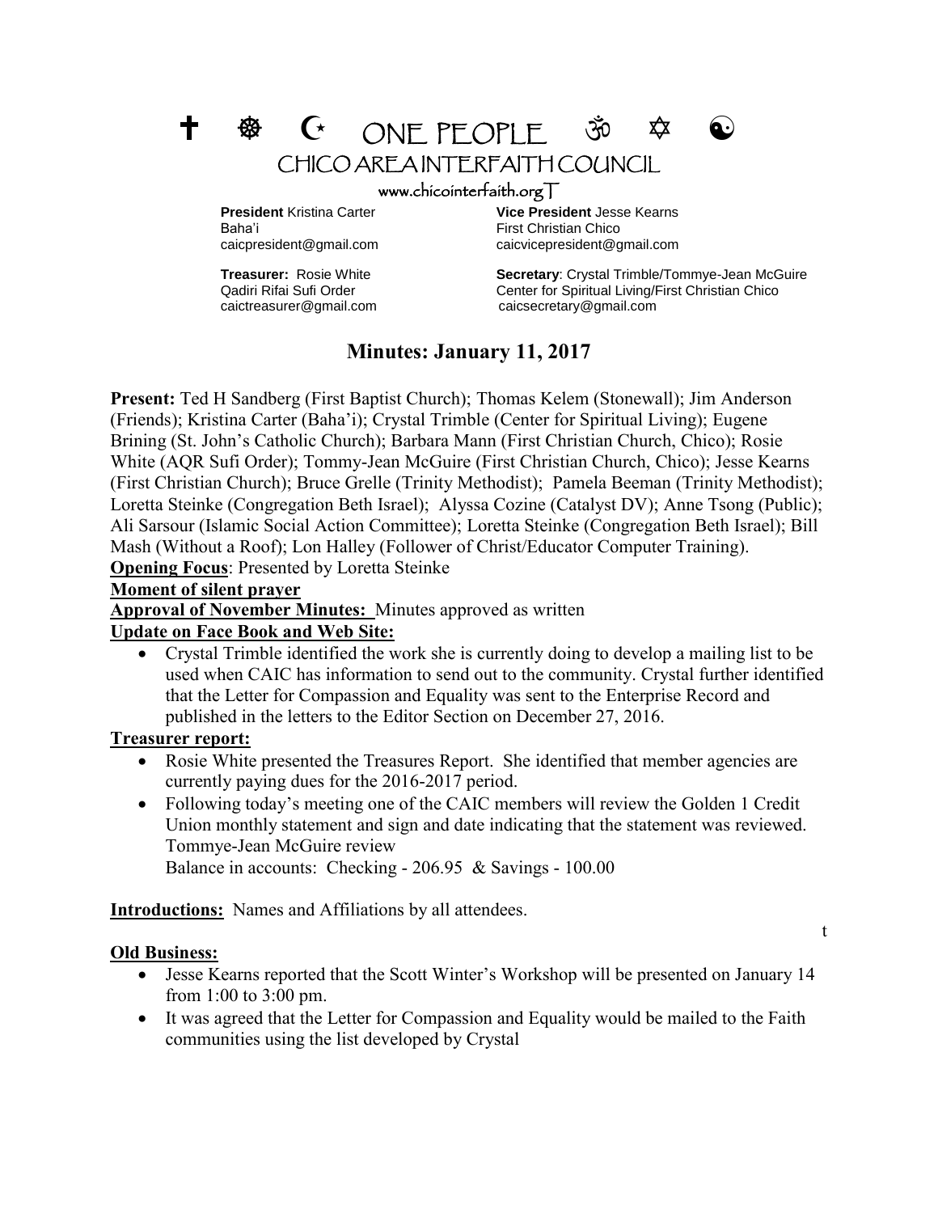# ✝ ☸ ☪ ONE PEOPLE ॐ ✡ ☯

## CHICO AREA INTERFAITH COUNCIL

www.chicointerfaith.orgT

**President** Kristina Carter
Baha'i
caicpresident@gmail.com

**Vice President** Jesse Kearns
First Christian Chico
caicvicepresident@gmail.com

**Treasurer:** Rosie White
Qadiri Rifai Sufi Order
caictreasurer@gmail.com

**Secretary**: Crystal Trimble/Tommye-Jean McGuire
Center for Spiritual Living/First Christian Chico
caicsecretary@gmail.com

## Minutes: January 11, 2017

**Present:** Ted H Sandberg (First Baptist Church); Thomas Kelem (Stonewall); Jim Anderson (Friends); Kristina Carter (Baha'i); Crystal Trimble (Center for Spiritual Living); Eugene Brining (St. John's Catholic Church); Barbara Mann (First Christian Church, Chico); Rosie White (AQR Sufi Order); Tommy-Jean McGuire (First Christian Church, Chico); Jesse Kearns (First Christian Church); Bruce Grelle (Trinity Methodist); Pamela Beeman (Trinity Methodist); Loretta Steinke (Congregation Beth Israel); Alyssa Cozine (Catalyst DV); Anne Tsong (Public); Ali Sarsour (Islamic Social Action Committee); Loretta Steinke (Congregation Beth Israel); Bill Mash (Without a Roof); Lon Halley (Follower of Christ/Educator Computer Training).

**Opening Focus**: Presented by Loretta Steinke

**Moment of silent prayer**

**Approval of November Minutes:** Minutes approved as written

**Update on Face Book and Web Site:**

- Crystal Trimble identified the work she is currently doing to develop a mailing list to be used when CAIC has information to send out to the community. Crystal further identified that the Letter for Compassion and Equality was sent to the Enterprise Record and published in the letters to the Editor Section on December 27, 2016.

**Treasurer report:**

- Rosie White presented the Treasures Report. She identified that member agencies are currently paying dues for the 2016-2017 period.
- Following today's meeting one of the CAIC members will review the Golden 1 Credit Union monthly statement and sign and date indicating that the statement was reviewed. Tommye-Jean McGuire review
  Balance in accounts: Checking - 206.95 & Savings - 100.00

**Introductions:** Names and Affiliations by all attendees.

t

**Old Business:**

- Jesse Kearns reported that the Scott Winter's Workshop will be presented on January 14 from 1:00 to 3:00 pm.
- It was agreed that the Letter for Compassion and Equality would be mailed to the Faith communities using the list developed by Crystal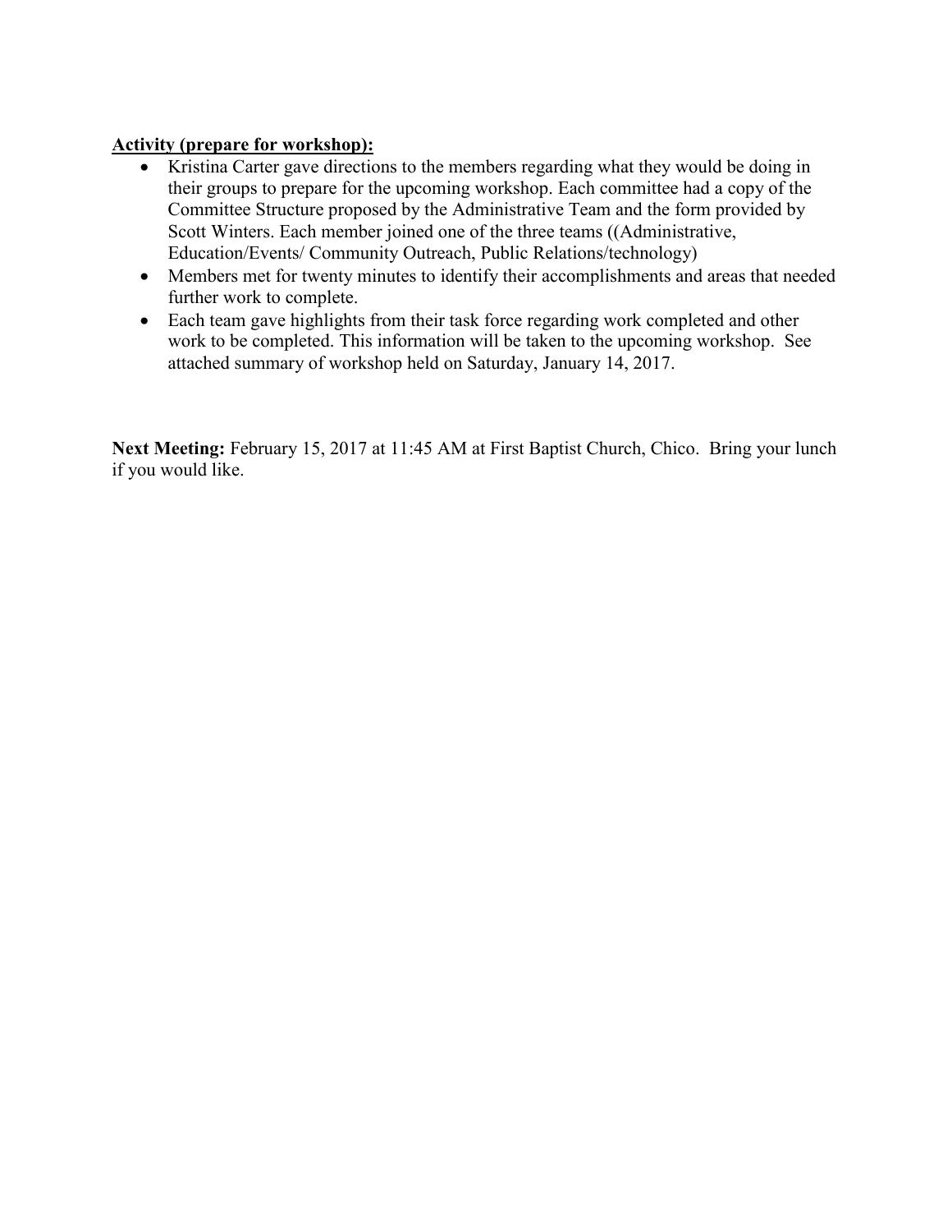**Activity (prepare for workshop):**

- Kristina Carter gave directions to the members regarding what they would be doing in their groups to prepare for the upcoming workshop. Each committee had a copy of the Committee Structure proposed by the Administrative Team and the form provided by Scott Winters. Each member joined one of the three teams ((Administrative, Education/Events/ Community Outreach, Public Relations/technology)
- Members met for twenty minutes to identify their accomplishments and areas that needed further work to complete.
- Each team gave highlights from their task force regarding work completed and other work to be completed. This information will be taken to the upcoming workshop. See attached summary of workshop held on Saturday, January 14, 2017.

**Next Meeting:** February 15, 2017 at 11:45 AM at First Baptist Church, Chico. Bring your lunch if you would like.